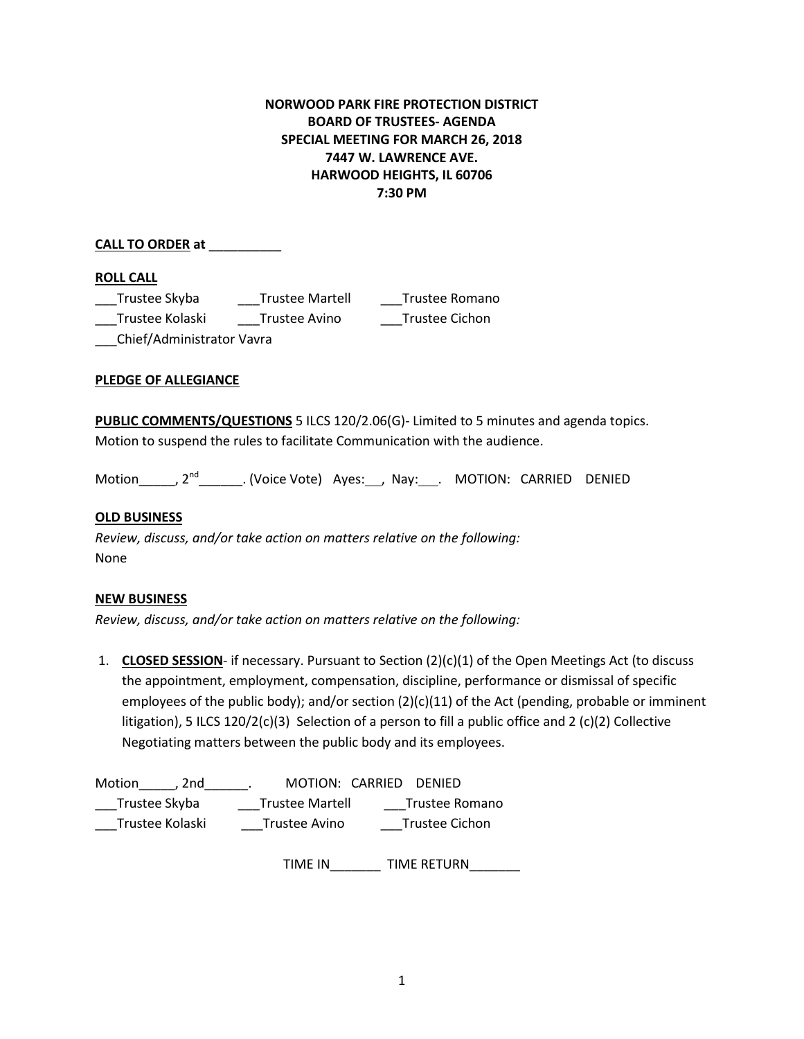**NORWOOD PARK FIRE PROTECTION DISTRICT**
**BOARD OF TRUSTEES- AGENDA**
**SPECIAL MEETING FOR MARCH 26, 2018**
**7447 W. LAWRENCE AVE.**
**HARWOOD HEIGHTS, IL 60706**
**7:30 PM**

**CALL TO ORDER at** __________

**ROLL CALL**

___Trustee Skyba ___Trustee Martell ___Trustee Romano
___Trustee Kolaski ___Trustee Avino ___Trustee Cichon
___Chief/Administrator Vavra

**PLEDGE OF ALLEGIANCE**

**PUBLIC COMMENTS/QUESTIONS** 5 ILCS 120/2.06(G)- Limited to 5 minutes and agenda topics.
Motion to suspend the rules to facilitate Communication with the audience.

Motion_____, 2nd______. (Voice Vote) Ayes:__, Nay:___. MOTION: CARRIED DENIED

**OLD BUSINESS**

*Review, discuss, and/or take action on matters relative on the following:*
None

**NEW BUSINESS**

*Review, discuss, and/or take action on matters relative on the following:*

1. **CLOSED SESSION**- if necessary. Pursuant to Section (2)(c)(1) of the Open Meetings Act (to discuss the appointment, employment, compensation, discipline, performance or dismissal of specific employees of the public body); and/or section (2)(c)(11) of the Act (pending, probable or imminent litigation), 5 ILCS 120/2(c)(3) Selection of a person to fill a public office and 2 (c)(2) Collective Negotiating matters between the public body and its employees.

Motion_____, 2nd______. MOTION: CARRIED DENIED
___Trustee Skyba ___Trustee Martell ___Trustee Romano
___Trustee Kolaski ___Trustee Avino ___Trustee Cichon

TIME IN_______ TIME RETURN_______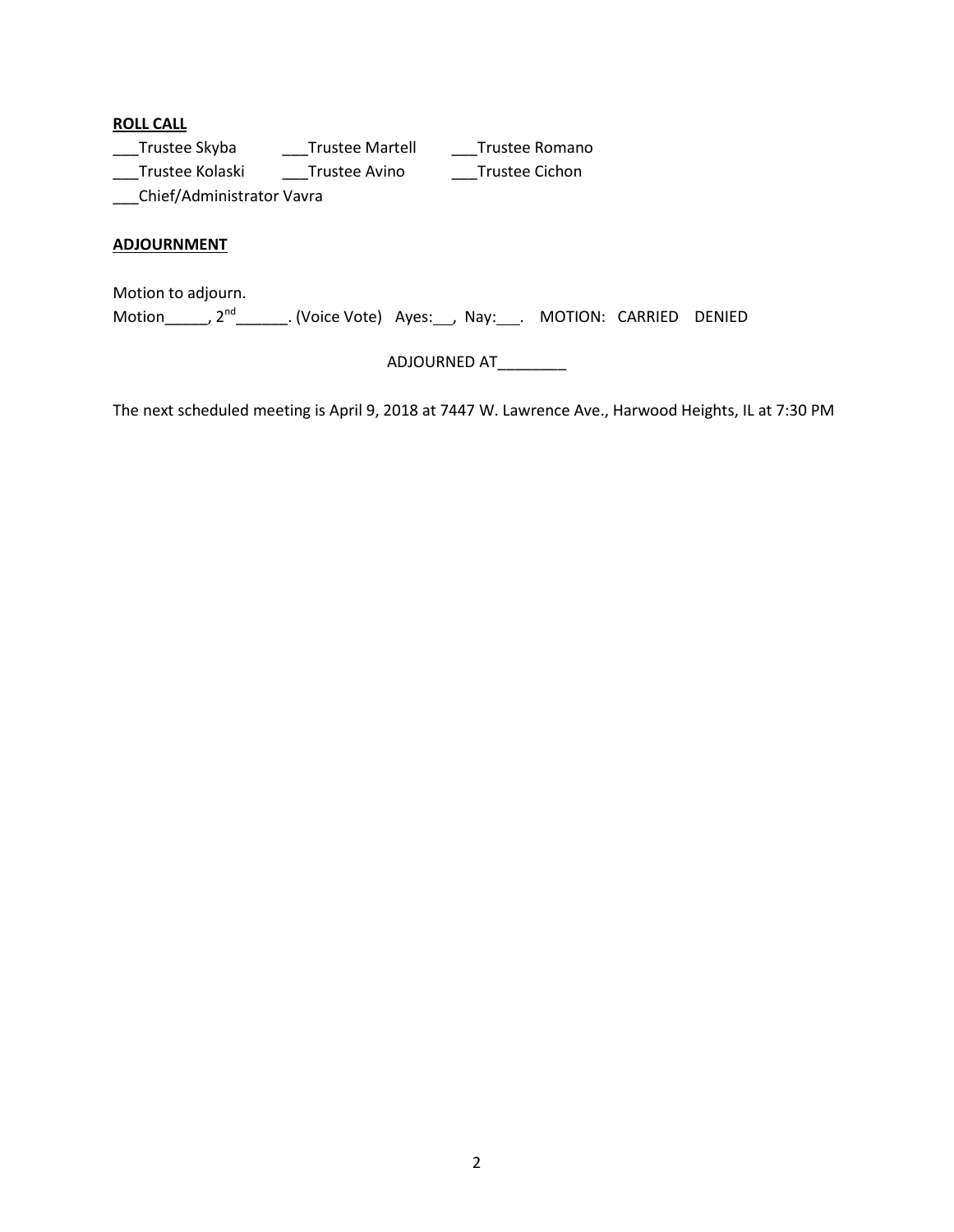**ROLL CALL**

___Trustee Skyba ___Trustee Martell ___Trustee Romano

___Trustee Kolaski ___Trustee Avino ___Trustee Cichon

___Chief/Administrator Vavra

**ADJOURNMENT**

Motion to adjourn.

Motion_____, 2nd______. (Voice Vote) Ayes:__, Nay:___. MOTION: CARRIED DENIED

ADJOURNED AT________

The next scheduled meeting is April 9, 2018 at 7447 W. Lawrence Ave., Harwood Heights, IL at 7:30 PM